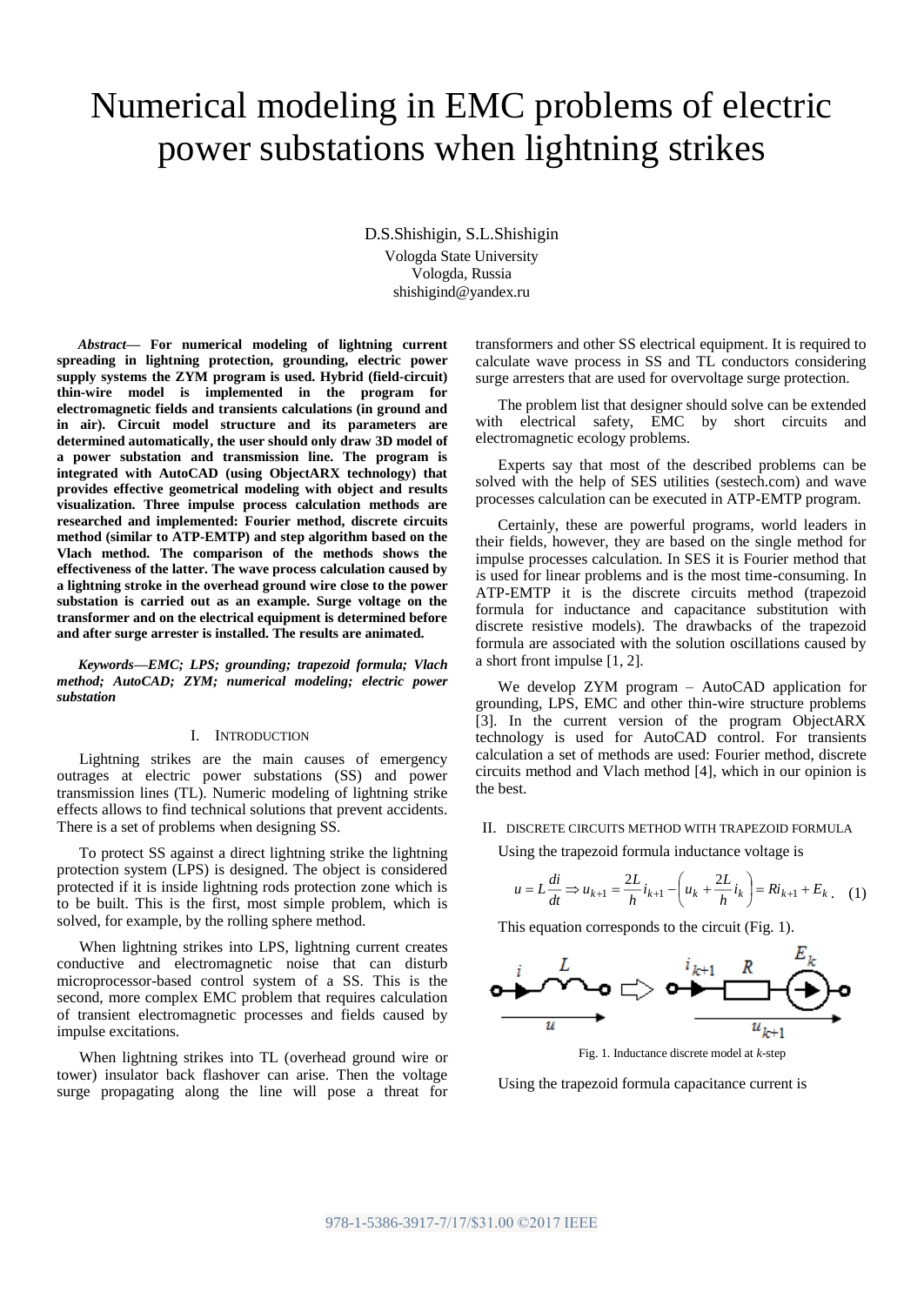# Numerical modeling in EMC problems of electric power substations when lightning strikes

D.S.Shishigin, S.L.Shishigin
Vologda State University
Vologda, Russia
shishigind@yandex.ru

***Abstract*— For numerical modeling of lightning current spreading in lightning protection, grounding, electric power supply systems the ZYM program is used. Hybrid (field-circuit) thin-wire model is implemented in the program for electromagnetic fields and transients calculations (in ground and in air). Circuit model structure and its parameters are determined automatically, the user should only draw 3D model of a power substation and transmission line. The program is integrated with AutoCAD (using ObjectARX technology) that provides effective geometrical modeling with object and results visualization. Three impulse process calculation methods are researched and implemented: Fourier method, discrete circuits method (similar to ATP-EMTP) and step algorithm based on the Vlach method. The comparison of the methods shows the effectiveness of the latter. The wave process calculation caused by a lightning stroke in the overhead ground wire close to the power substation is carried out as an example. Surge voltage on the transformer and on the electrical equipment is determined before and after surge arrester is installed. The results are animated.**

***Keywords—EMC; LPS; grounding; trapezoid formula; Vlach method; AutoCAD; ZYM; numerical modeling; electric power substation***

## I. Introduction

Lightning strikes are the main causes of emergency outrages at electric power substations (SS) and power transmission lines (TL). Numeric modeling of lightning strike effects allows to find technical solutions that prevent accidents. There is a set of problems when designing SS.

To protect SS against a direct lightning strike the lightning protection system (LPS) is designed. The object is considered protected if it is inside lightning rods protection zone which is to be built. This is the first, most simple problem, which is solved, for example, by the rolling sphere method.

When lightning strikes into LPS, lightning current creates conductive and electromagnetic noise that can disturb microprocessor-based control system of a SS. This is the second, more complex EMC problem that requires calculation of transient electromagnetic processes and fields caused by impulse excitations.

When lightning strikes into TL (overhead ground wire or tower) insulator back flashover can arise. Then the voltage surge propagating along the line will pose a threat for transformers and other SS electrical equipment. It is required to calculate wave process in SS and TL conductors considering surge arresters that are used for overvoltage surge protection.

The problem list that designer should solve can be extended with electrical safety, EMC by short circuits and electromagnetic ecology problems.

Experts say that most of the described problems can be solved with the help of SES utilities (sestech.com) and wave processes calculation can be executed in ATP-EMTP program.

Certainly, these are powerful programs, world leaders in their fields, however, they are based on the single method for impulse processes calculation. In SES it is Fourier method that is used for linear problems and is the most time-consuming. In ATP-EMTP it is the discrete circuits method (trapezoid formula for inductance and capacitance substitution with discrete resistive models). The drawbacks of the trapezoid formula are associated with the solution oscillations caused by a short front impulse [1, 2].

We develop ZYM program – AutoCAD application for grounding, LPS, EMC and other thin-wire structure problems [3]. In the current version of the program ObjectARX technology is used for AutoCAD control. For transients calculation a set of methods are used: Fourier method, discrete circuits method and Vlach method [4], which in our opinion is the best.

## II. Discrete circuits method with trapezoid formula

Using the trapezoid formula inductance voltage is

$$u = L\frac{di}{dt} \Rightarrow u_{k+1} = \frac{2L}{h}i_{k+1} - \left(u_k + \frac{2L}{h}i_k\right) = Ri_{k+1} + E_k. \quad (1)$$

This equation corresponds to the circuit (Fig. 1).

Fig. 1. Inductance discrete model at *k*-step

Using the trapezoid formula capacitance current is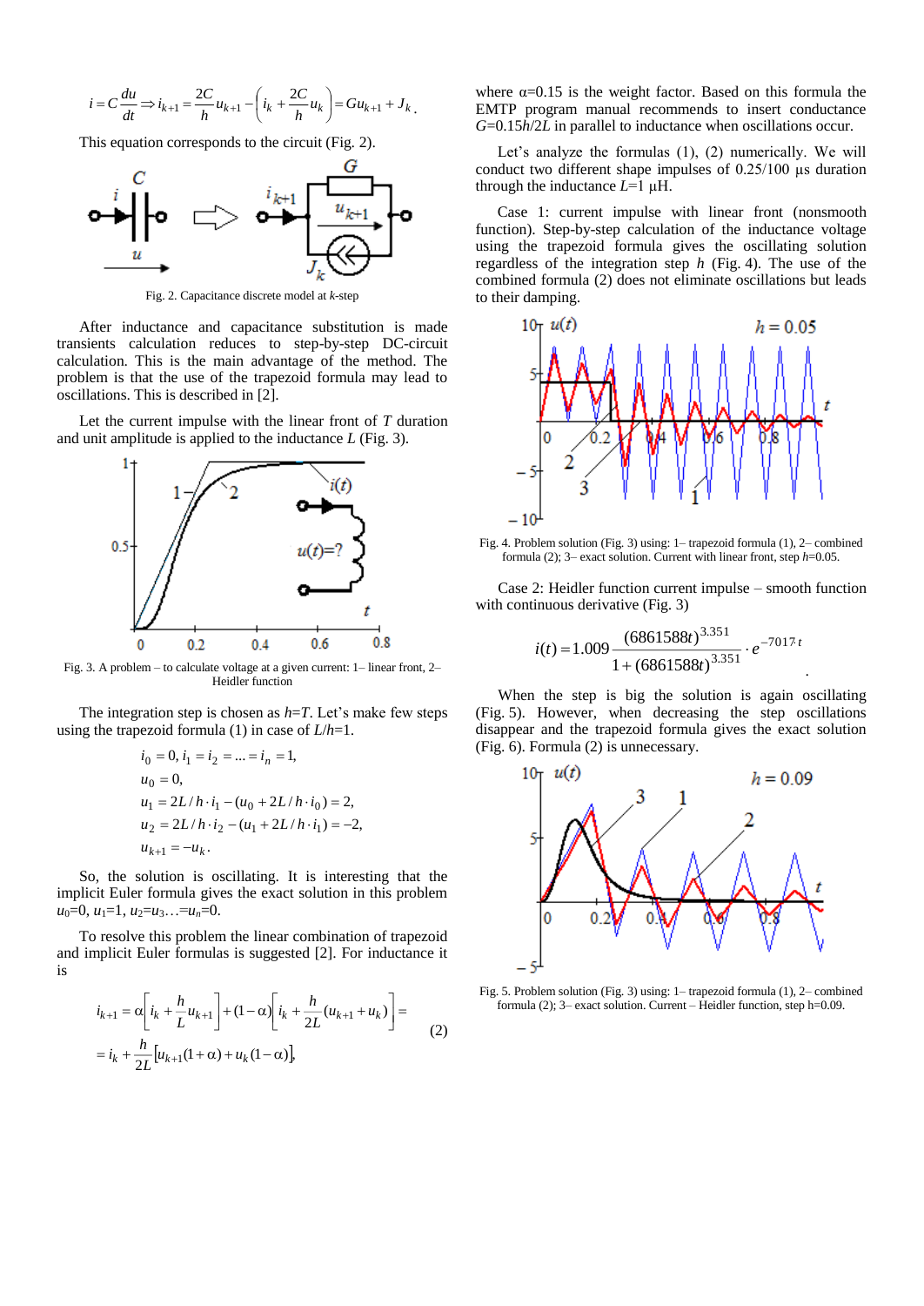$$i = C\frac{du}{dt} \Rightarrow i_{k+1} = \frac{2C}{h}u_{k+1} - \left(i_k + \frac{2C}{h}u_k\right) = Gu_{k+1} + J_k.$$

This equation corresponds to the circuit (Fig. 2).

Fig. 2. Capacitance discrete model at $k$-step

After inductance and capacitance substitution is made transients calculation reduces to step-by-step DC-circuit calculation. This is the main advantage of the method. The problem is that the use of the trapezoid formula may lead to oscillations. This is described in [2].

Let the current impulse with the linear front of $T$ duration and unit amplitude is applied to the inductance $L$ (Fig. 3).

Fig. 3. A problem – to calculate voltage at a given current: 1– linear front, 2– Heidler function

The integration step is chosen as $h$=$T$. Let's make few steps using the trapezoid formula (1) in case of $L/h$=1.

$$i_0 = 0,\ i_1 = i_2 = ... = i_n = 1,$$
$$u_0 = 0,$$
$$u_1 = 2L/h \cdot i_1 - (u_0 + 2L/h \cdot i_0) = 2,$$
$$u_2 = 2L/h \cdot i_2 - (u_1 + 2L/h \cdot i_1) = -2,$$
$$u_{k+1} = -u_k.$$

So, the solution is oscillating. It is interesting that the implicit Euler formula gives the exact solution in this problem $u_0$=0, $u_1$=1, $u_2$=$u_3$…=$u_n$=0.

To resolve this problem the linear combination of trapezoid and implicit Euler formulas is suggested [2]. For inductance it is

$$i_{k+1} = \alpha\left[i_k + \frac{h}{L}u_{k+1}\right] + (1-\alpha)\left[i_k + \frac{h}{2L}(u_{k+1} + u_k)\right] = \\ = i_k + \frac{h}{2L}\left[u_{k+1}(1+\alpha) + u_k(1-\alpha)\right], \quad (2)$$

where α=0.15 is the weight factor. Based on this formula the EMTP program manual recommends to insert conductance $G$=0.15$h$/2$L$ in parallel to inductance when oscillations occur.

Let's analyze the formulas (1), (2) numerically. We will conduct two different shape impulses of 0.25/100 µs duration through the inductance $L$=1 µH.

Case 1: current impulse with linear front (nonsmooth function). Step-by-step calculation of the inductance voltage using the trapezoid formula gives the oscillating solution regardless of the integration step $h$ (Fig. 4). The use of the combined formula (2) does not eliminate oscillations but leads to their damping.

Fig. 4. Problem solution (Fig. 3) using: 1– trapezoid formula (1), 2– combined formula (2); 3– exact solution. Current with linear front, step $h$=0.05.

Case 2: Heidler function current impulse – smooth function with continuous derivative (Fig. 3)

$$i(t) = 1.009\frac{(6861588t)^{3.351}}{1 + (6861588t)^{3.351}} \cdot e^{-7017 t}.$$

When the step is big the solution is again oscillating (Fig. 5). However, when decreasing the step oscillations disappear and the trapezoid formula gives the exact solution (Fig. 6). Formula (2) is unnecessary.

Fig. 5. Problem solution (Fig. 3) using: 1– trapezoid formula (1), 2– combined formula (2); 3– exact solution. Current – Heidler function, step h=0.09.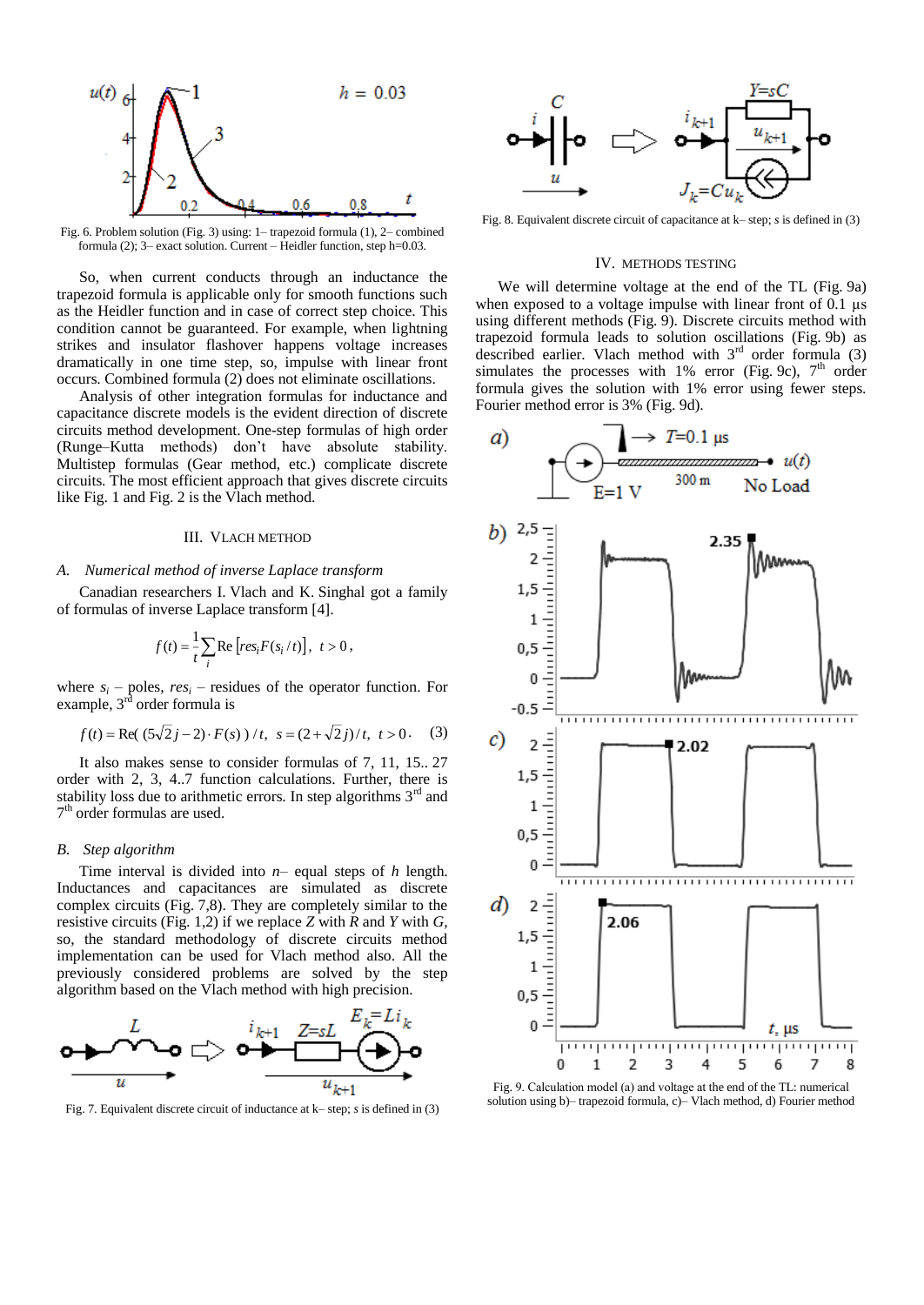Fig. 6. Problem solution (Fig. 3) using: 1– trapezoid formula (1), 2– combined formula (2); 3– exact solution. Current – Heidler function, step h=0.03.

So, when current conducts through an inductance the trapezoid formula is applicable only for smooth functions such as the Heidler function and in case of correct step choice. This condition cannot be guaranteed. For example, when lightning strikes and insulator flashover happens voltage increases dramatically in one time step, so, impulse with linear front occurs. Combined formula (2) does not eliminate oscillations.

Analysis of other integration formulas for inductance and capacitance discrete models is the evident direction of discrete circuits method development. One-step formulas of high order (Runge–Kutta methods) don't have absolute stability. Multistep formulas (Gear method, etc.) complicate discrete circuits. The most efficient approach that gives discrete circuits like Fig. 1 and Fig. 2 is the Vlach method.

## III. Vlach Method

### A. Numerical method of inverse Laplace transform

Canadian researchers I. Vlach and K. Singhal got a family of formulas of inverse Laplace transform [4].

$$f(t) = \frac{1}{t}\sum_i \mathrm{Re}\left[res_i F(s_i/t)\right],\ \ t > 0,$$

where $s_i$ – poles, $res_i$ – residues of the operator function. For example, 3[rd] order formula is

$$f(t) = \mathrm{Re}(\,(5\sqrt{2}j - 2)\cdot F(s)\,)/t,\ \ s = (2+\sqrt{2}j)/t,\ \ t > 0. \quad (3)$$

It also makes sense to consider formulas of 7, 11, 15.. 27 order with 2, 3, 4..7 function calculations. Further, there is stability loss due to arithmetic errors. In step algorithms 3[rd] and 7[th] order formulas are used.

### B. Step algorithm

Time interval is divided into $n$– equal steps of $h$ length. Inductances and capacitances are simulated as discrete complex circuits (Fig. 7,8). They are completely similar to the resistive circuits (Fig. 1,2) if we replace $Z$ with $R$ and $Y$ with $G$, so, the standard methodology of discrete circuits method implementation can be used for Vlach method also. All the previously considered problems are solved by the step algorithm based on the Vlach method with high precision.

Fig. 7. Equivalent discrete circuit of inductance at k– step; $s$ is defined in (3)

Fig. 8. Equivalent discrete circuit of capacitance at k– step; $s$ is defined in (3)

## IV. Methods Testing

We will determine voltage at the end of the TL (Fig. 9a) when exposed to a voltage impulse with linear front of 0.1 µs using different methods (Fig. 9). Discrete circuits method with trapezoid formula leads to solution oscillations (Fig. 9b) as described earlier. Vlach method with 3[rd] order formula (3) simulates the processes with 1% error (Fig. 9c), 7[th] order formula gives the solution with 1% error using fewer steps. Fourier method error is 3% (Fig. 9d).

Fig. 9. Calculation model (a) and voltage at the end of the TL: numerical solution using b)– trapezoid formula, c)– Vlach method, d) Fourier method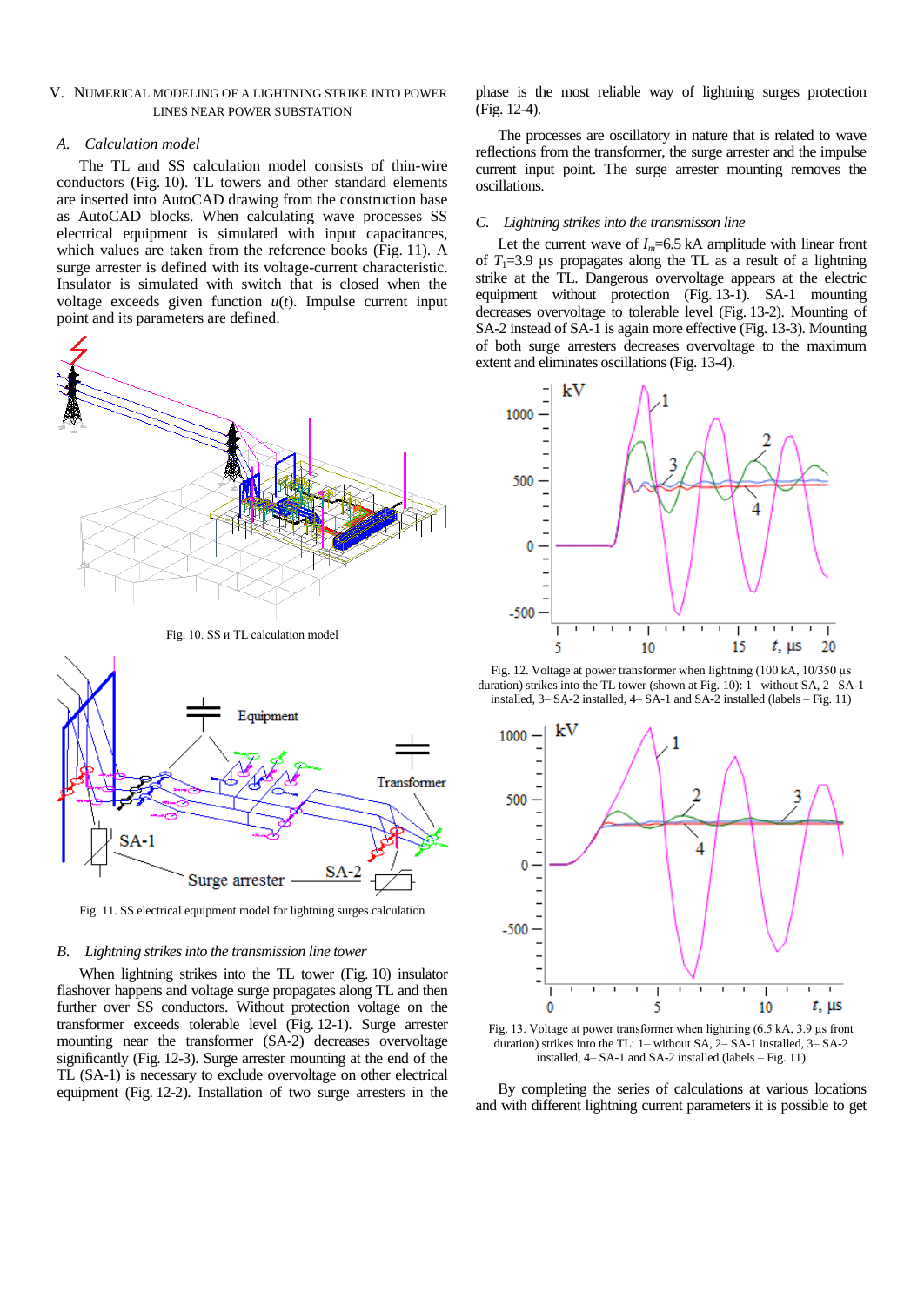## V. Numerical Modeling of a Lightning Strike into Power Lines Near Power Substation

### A. *Calculation model*

The TL and SS calculation model consists of thin-wire conductors (Fig. 10). TL towers and other standard elements are inserted into AutoCAD drawing from the construction base as AutoCAD blocks. When calculating wave processes SS electrical equipment is simulated with input capacitances, which values are taken from the reference books (Fig. 11). A surge arrester is defined with its voltage-current characteristic. Insulator is simulated with switch that is closed when the voltage exceeds given function $u(t)$. Impulse current input point and its parameters are defined.

Fig. 10. SS и TL calculation model

Fig. 11. SS electrical equipment model for lightning surges calculation

### B. *Lightning strikes into the transmission line tower*

When lightning strikes into the TL tower (Fig. 10) insulator flashover happens and voltage surge propagates along TL and then further over SS conductors. Without protection voltage on the transformer exceeds tolerable level (Fig. 12-1). Surge arrester mounting near the transformer (SA-2) decreases overvoltage significantly (Fig. 12-3). Surge arrester mounting at the end of the TL (SA-1) is necessary to exclude overvoltage on other electrical equipment (Fig. 12-2). Installation of two surge arresters in the phase is the most reliable way of lightning surges protection (Fig. 12-4).

The processes are oscillatory in nature that is related to wave reflections from the transformer, the surge arrester and the impulse current input point. The surge arrester mounting removes the oscillations.

### C. *Lightning strikes into the transmisson line*

Let the current wave of $I_m$=6.5 kA amplitude with linear front of $T_1$=3.9 µs propagates along the TL as a result of a lightning strike at the TL. Dangerous overvoltage appears at the electric equipment without protection (Fig. 13-1). SA-1 mounting decreases overvoltage to tolerable level (Fig. 13-2). Mounting of SA-2 instead of SA-1 is again more effective (Fig. 13-3). Mounting of both surge arresters decreases overvoltage to the maximum extent and eliminates oscillations (Fig. 13-4).

Fig. 12. Voltage at power transformer when lightning (100 kA, 10/350 µs duration) strikes into the TL tower (shown at Fig. 10): 1– without SA, 2– SA-1 installed, 3– SA-2 installed, 4– SA-1 and SA-2 installed (labels – Fig. 11)

Fig. 13. Voltage at power transformer when lightning (6.5 kA, 3.9 µs front duration) strikes into the TL: 1– without SA, 2– SA-1 installed, 3– SA-2 installed, 4– SA-1 and SA-2 installed (labels – Fig. 11)

By completing the series of calculations at various locations and with different lightning current parameters it is possible to get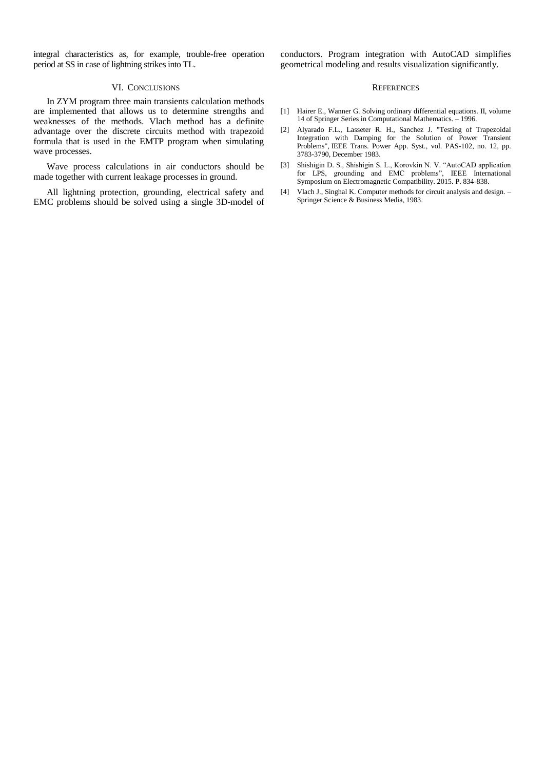integral characteristics as, for example, trouble-free operation period at SS in case of lightning strikes into TL.

## VI. Conclusions

In ZYM program three main transients calculation methods are implemented that allows us to determine strengths and weaknesses of the methods. Vlach method has a definite advantage over the discrete circuits method with trapezoid formula that is used in the EMTP program when simulating wave processes.

Wave process calculations in air conductors should be made together with current leakage processes in ground.

All lightning protection, grounding, electrical safety and EMC problems should be solved using a single 3D-model of conductors. Program integration with AutoCAD simplifies geometrical modeling and results visualization significantly.

## References

[1] Hairer E., Wanner G. Solving ordinary differential equations. II, volume 14 of Springer Series in Computational Mathematics. – 1996.

[2] Alyarado F.L., Lasseter R. H., Sanchez J. "Testing of Trapezoidal Integration with Damping for the Solution of Power Transient Problems", IEEE Trans. Power App. Syst., vol. PAS-102, no. 12, pp. 3783-3790, December 1983.

[3] Shishigin D. S., Shishigin S. L., Korovkin N. V. "AutoCAD application for LPS, grounding and EMC problems", IEEE International Symposium on Electromagnetic Compatibility. 2015. P. 834-838.

[4] Vlach J., Singhal K. Computer methods for circuit analysis and design. – Springer Science & Business Media, 1983.